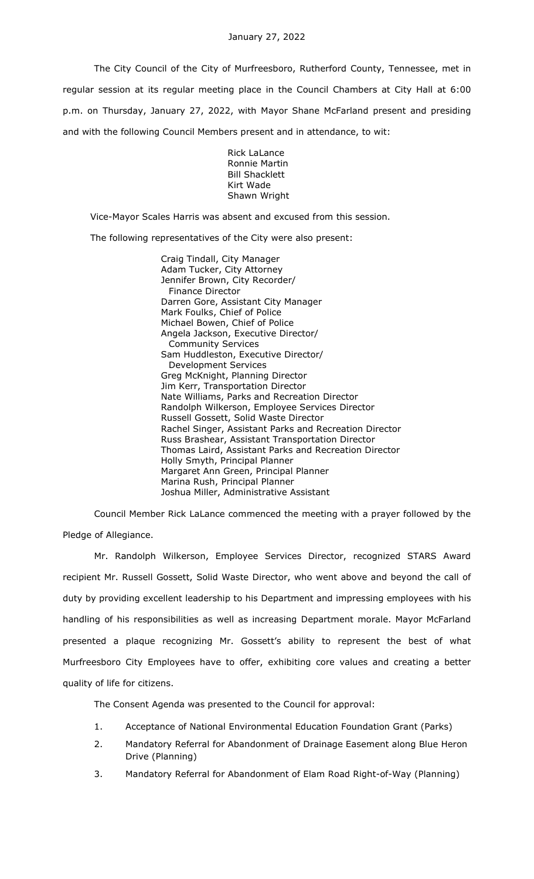January 27, 2022

The City Council of the City of Murfreesboro, Rutherford County, Tennessee, met in regular session at its regular meeting place in the Council Chambers at City Hall at 6:00 p.m. on Thursday, January 27, 2022, with Mayor Shane McFarland present and presiding and with the following Council Members present and in attendance, to wit:

Rick LaLance
Ronnie Martin
Bill Shacklett
Kirt Wade
Shawn Wright

Vice-Mayor Scales Harris was absent and excused from this session.

The following representatives of the City were also present:

Craig Tindall, City Manager
Adam Tucker, City Attorney
Jennifer Brown, City Recorder/
Finance Director
Darren Gore, Assistant City Manager
Mark Foulks, Chief of Police
Michael Bowen, Chief of Police
Angela Jackson, Executive Director/
Community Services
Sam Huddleston, Executive Director/
Development Services
Greg McKnight, Planning Director
Jim Kerr, Transportation Director
Nate Williams, Parks and Recreation Director
Randolph Wilkerson, Employee Services Director
Russell Gossett, Solid Waste Director
Rachel Singer, Assistant Parks and Recreation Director
Russ Brashear, Assistant Transportation Director
Thomas Laird, Assistant Parks and Recreation Director
Holly Smyth, Principal Planner
Margaret Ann Green, Principal Planner
Marina Rush, Principal Planner
Joshua Miller, Administrative Assistant

Council Member Rick LaLance commenced the meeting with a prayer followed by the Pledge of Allegiance.

Mr. Randolph Wilkerson, Employee Services Director, recognized STARS Award recipient Mr. Russell Gossett, Solid Waste Director, who went above and beyond the call of duty by providing excellent leadership to his Department and impressing employees with his handling of his responsibilities as well as increasing Department morale. Mayor McFarland presented a plaque recognizing Mr. Gossett's ability to represent the best of what Murfreesboro City Employees have to offer, exhibiting core values and creating a better quality of life for citizens.

The Consent Agenda was presented to the Council for approval:

1. Acceptance of National Environmental Education Foundation Grant (Parks)
2. Mandatory Referral for Abandonment of Drainage Easement along Blue Heron Drive (Planning)
3. Mandatory Referral for Abandonment of Elam Road Right-of-Way (Planning)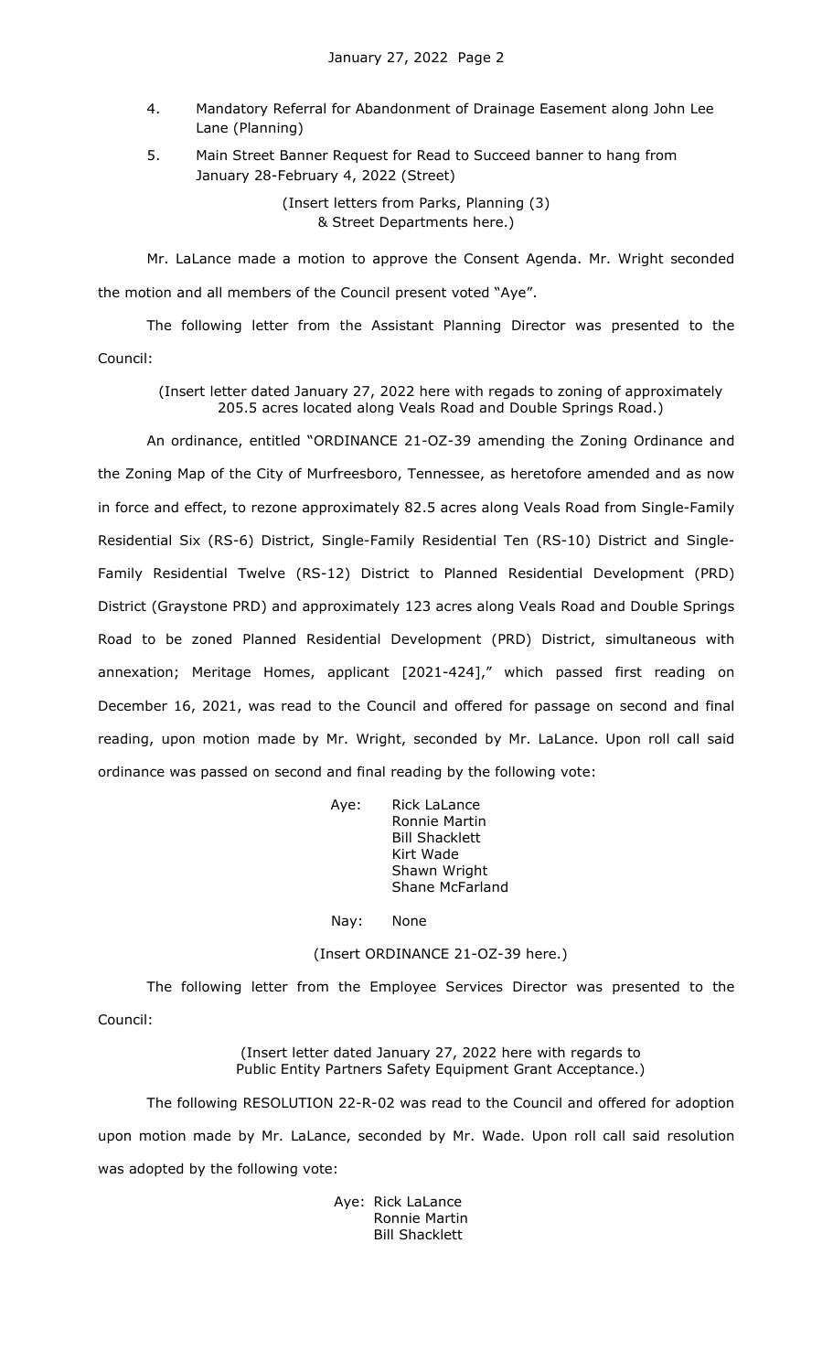4. Mandatory Referral for Abandonment of Drainage Easement along John Lee Lane (Planning)

5. Main Street Banner Request for Read to Succeed banner to hang from January 28-February 4, 2022 (Street)

(Insert letters from Parks, Planning (3) & Street Departments here.)

Mr. LaLance made a motion to approve the Consent Agenda. Mr. Wright seconded the motion and all members of the Council present voted "Aye".

The following letter from the Assistant Planning Director was presented to the Council:

(Insert letter dated January 27, 2022 here with regads to zoning of approximately 205.5 acres located along Veals Road and Double Springs Road.)

An ordinance, entitled "ORDINANCE 21-OZ-39 amending the Zoning Ordinance and the Zoning Map of the City of Murfreesboro, Tennessee, as heretofore amended and as now in force and effect, to rezone approximately 82.5 acres along Veals Road from Single-Family Residential Six (RS-6) District, Single-Family Residential Ten (RS-10) District and Single-Family Residential Twelve (RS-12) District to Planned Residential Development (PRD) District (Graystone PRD) and approximately 123 acres along Veals Road and Double Springs Road to be zoned Planned Residential Development (PRD) District, simultaneous with annexation; Meritage Homes, applicant [2021-424]," which passed first reading on December 16, 2021, was read to the Council and offered for passage on second and final reading, upon motion made by Mr. Wright, seconded by Mr. LaLance. Upon roll call said ordinance was passed on second and final reading by the following vote:

Aye: Rick LaLance
Ronnie Martin
Bill Shacklett
Kirt Wade
Shawn Wright
Shane McFarland

Nay: None

(Insert ORDINANCE 21-OZ-39 here.)

The following letter from the Employee Services Director was presented to the Council:

(Insert letter dated January 27, 2022 here with regards to Public Entity Partners Safety Equipment Grant Acceptance.)

The following RESOLUTION 22-R-02 was read to the Council and offered for adoption upon motion made by Mr. LaLance, seconded by Mr. Wade. Upon roll call said resolution was adopted by the following vote:

Aye: Rick LaLance
Ronnie Martin
Bill Shacklett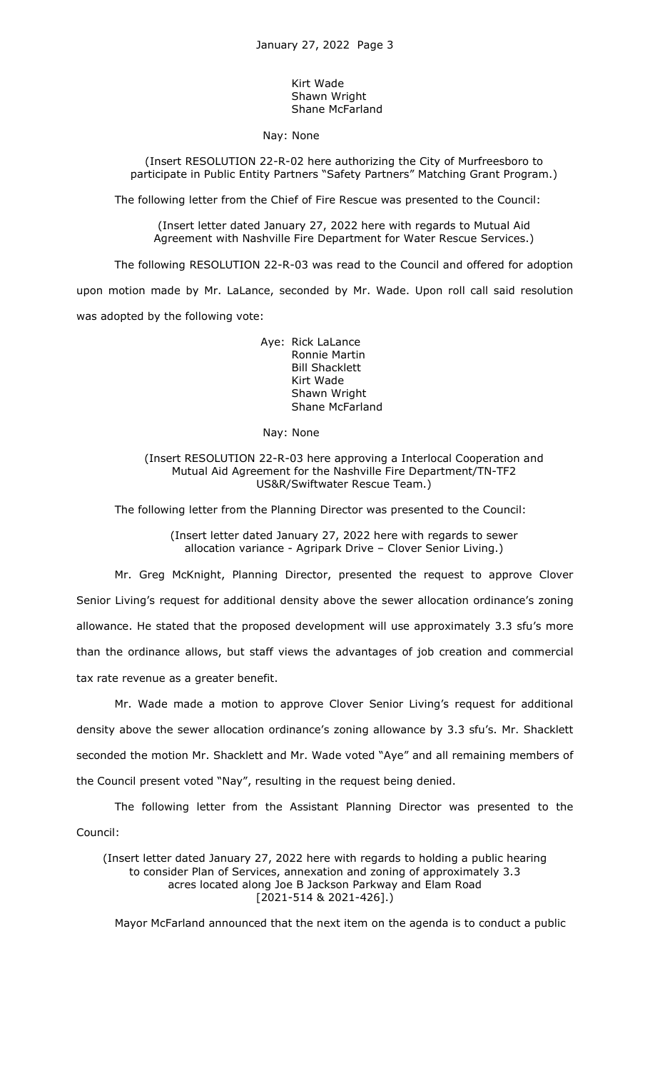Kirt Wade
Shawn Wright
Shane McFarland

Nay: None

(Insert RESOLUTION 22-R-02 here authorizing the City of Murfreesboro to participate in Public Entity Partners "Safety Partners" Matching Grant Program.)

The following letter from the Chief of Fire Rescue was presented to the Council:

(Insert letter dated January 27, 2022 here with regards to Mutual Aid Agreement with Nashville Fire Department for Water Rescue Services.)

The following RESOLUTION 22-R-03 was read to the Council and offered for adoption upon motion made by Mr. LaLance, seconded by Mr. Wade. Upon roll call said resolution was adopted by the following vote:

Aye: Rick LaLance
Ronnie Martin
Bill Shacklett
Kirt Wade
Shawn Wright
Shane McFarland

Nay: None

(Insert RESOLUTION 22-R-03 here approving a Interlocal Cooperation and Mutual Aid Agreement for the Nashville Fire Department/TN-TF2 US&R/Swiftwater Rescue Team.)

The following letter from the Planning Director was presented to the Council:

(Insert letter dated January 27, 2022 here with regards to sewer allocation variance - Agripark Drive – Clover Senior Living.)

Mr. Greg McKnight, Planning Director, presented the request to approve Clover Senior Living's request for additional density above the sewer allocation ordinance's zoning allowance. He stated that the proposed development will use approximately 3.3 sfu's more than the ordinance allows, but staff views the advantages of job creation and commercial tax rate revenue as a greater benefit.

Mr. Wade made a motion to approve Clover Senior Living's request for additional density above the sewer allocation ordinance's zoning allowance by 3.3 sfu's. Mr. Shacklett seconded the motion Mr. Shacklett and Mr. Wade voted "Aye" and all remaining members of the Council present voted "Nay", resulting in the request being denied.

The following letter from the Assistant Planning Director was presented to the Council:

(Insert letter dated January 27, 2022 here with regards to holding a public hearing to consider Plan of Services, annexation and zoning of approximately 3.3 acres located along Joe B Jackson Parkway and Elam Road [2021-514 & 2021-426].)

Mayor McFarland announced that the next item on the agenda is to conduct a public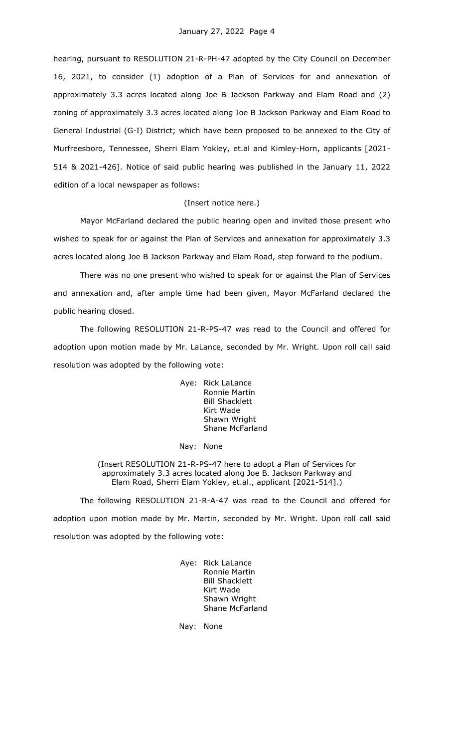hearing, pursuant to RESOLUTION 21-R-PH-47 adopted by the City Council on December 16, 2021, to consider (1) adoption of a Plan of Services for and annexation of approximately 3.3 acres located along Joe B Jackson Parkway and Elam Road and (2) zoning of approximately 3.3 acres located along Joe B Jackson Parkway and Elam Road to General Industrial (G-I) District; which have been proposed to be annexed to the City of Murfreesboro, Tennessee, Sherri Elam Yokley, et.al and Kimley-Horn, applicants [2021-514 & 2021-426]. Notice of said public hearing was published in the January 11, 2022 edition of a local newspaper as follows:

(Insert notice here.)

Mayor McFarland declared the public hearing open and invited those present who wished to speak for or against the Plan of Services and annexation for approximately 3.3 acres located along Joe B Jackson Parkway and Elam Road, step forward to the podium.

There was no one present who wished to speak for or against the Plan of Services and annexation and, after ample time had been given, Mayor McFarland declared the public hearing closed.

The following RESOLUTION 21-R-PS-47 was read to the Council and offered for adoption upon motion made by Mr. LaLance, seconded by Mr. Wright. Upon roll call said resolution was adopted by the following vote:

Aye: Rick LaLance
Ronnie Martin
Bill Shacklett
Kirt Wade
Shawn Wright
Shane McFarland

Nay: None

(Insert RESOLUTION 21-R-PS-47 here to adopt a Plan of Services for approximately 3.3 acres located along Joe B. Jackson Parkway and Elam Road, Sherri Elam Yokley, et.al., applicant [2021-514].)

The following RESOLUTION 21-R-A-47 was read to the Council and offered for adoption upon motion made by Mr. Martin, seconded by Mr. Wright. Upon roll call said resolution was adopted by the following vote:

Aye: Rick LaLance
Ronnie Martin
Bill Shacklett
Kirt Wade
Shawn Wright
Shane McFarland

Nay: None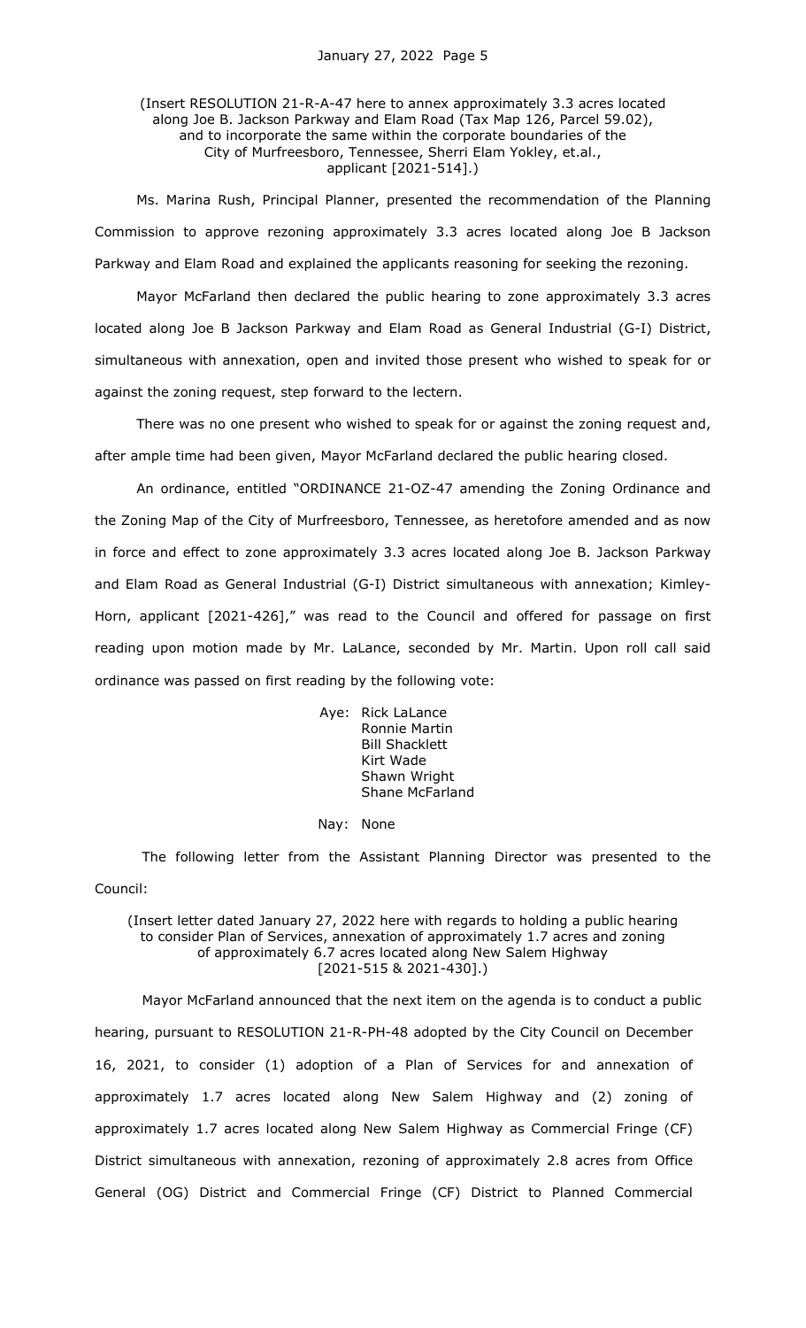(Insert RESOLUTION 21-R-A-47 here to annex approximately 3.3 acres located along Joe B. Jackson Parkway and Elam Road (Tax Map 126, Parcel 59.02), and to incorporate the same within the corporate boundaries of the City of Murfreesboro, Tennessee, Sherri Elam Yokley, et.al., applicant [2021-514].)

Ms. Marina Rush, Principal Planner, presented the recommendation of the Planning Commission to approve rezoning approximately 3.3 acres located along Joe B Jackson Parkway and Elam Road and explained the applicants reasoning for seeking the rezoning.

Mayor McFarland then declared the public hearing to zone approximately 3.3 acres located along Joe B Jackson Parkway and Elam Road as General Industrial (G-I) District, simultaneous with annexation, open and invited those present who wished to speak for or against the zoning request, step forward to the lectern.

There was no one present who wished to speak for or against the zoning request and, after ample time had been given, Mayor McFarland declared the public hearing closed.

An ordinance, entitled "ORDINANCE 21-OZ-47 amending the Zoning Ordinance and the Zoning Map of the City of Murfreesboro, Tennessee, as heretofore amended and as now in force and effect to zone approximately 3.3 acres located along Joe B. Jackson Parkway and Elam Road as General Industrial (G-I) District simultaneous with annexation; Kimley-Horn, applicant [2021-426]," was read to the Council and offered for passage on first reading upon motion made by Mr. LaLance, seconded by Mr. Martin. Upon roll call said ordinance was passed on first reading by the following vote:

Aye: Rick LaLance
Ronnie Martin
Bill Shacklett
Kirt Wade
Shawn Wright
Shane McFarland

Nay: None

The following letter from the Assistant Planning Director was presented to the Council:

(Insert letter dated January 27, 2022 here with regards to holding a public hearing to consider Plan of Services, annexation of approximately 1.7 acres and zoning of approximately 6.7 acres located along New Salem Highway [2021-515 & 2021-430].)

Mayor McFarland announced that the next item on the agenda is to conduct a public hearing, pursuant to RESOLUTION 21-R-PH-48 adopted by the City Council on December 16, 2021, to consider (1) adoption of a Plan of Services for and annexation of approximately 1.7 acres located along New Salem Highway and (2) zoning of approximately 1.7 acres located along New Salem Highway as Commercial Fringe (CF) District simultaneous with annexation, rezoning of approximately 2.8 acres from Office General (OG) District and Commercial Fringe (CF) District to Planned Commercial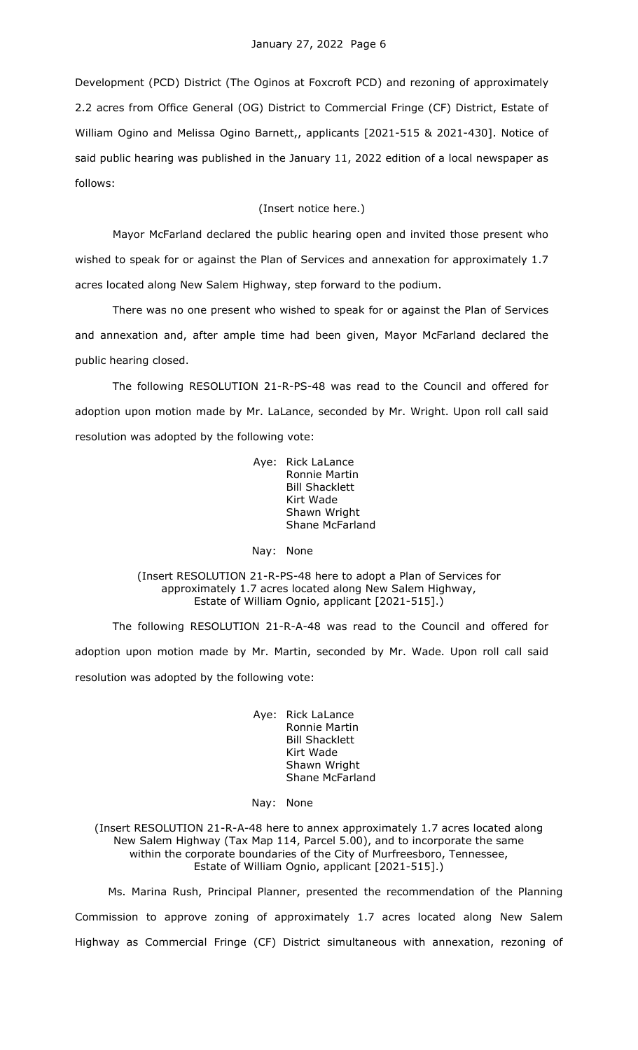Development (PCD) District (The Oginos at Foxcroft PCD) and rezoning of approximately 2.2 acres from Office General (OG) District to Commercial Fringe (CF) District, Estate of William Ogino and Melissa Ogino Barnett,, applicants [2021-515 & 2021-430]. Notice of said public hearing was published in the January 11, 2022 edition of a local newspaper as follows:

(Insert notice here.)

Mayor McFarland declared the public hearing open and invited those present who wished to speak for or against the Plan of Services and annexation for approximately 1.7 acres located along New Salem Highway, step forward to the podium.

There was no one present who wished to speak for or against the Plan of Services and annexation and, after ample time had been given, Mayor McFarland declared the public hearing closed.

The following RESOLUTION 21-R-PS-48 was read to the Council and offered for adoption upon motion made by Mr. LaLance, seconded by Mr. Wright. Upon roll call said resolution was adopted by the following vote:

Aye: Rick LaLance
Ronnie Martin
Bill Shacklett
Kirt Wade
Shawn Wright
Shane McFarland

Nay: None

(Insert RESOLUTION 21-R-PS-48 here to adopt a Plan of Services for approximately 1.7 acres located along New Salem Highway, Estate of William Ognio, applicant [2021-515].)

The following RESOLUTION 21-R-A-48 was read to the Council and offered for adoption upon motion made by Mr. Martin, seconded by Mr. Wade. Upon roll call said resolution was adopted by the following vote:

Aye: Rick LaLance
Ronnie Martin
Bill Shacklett
Kirt Wade
Shawn Wright
Shane McFarland

Nay: None

(Insert RESOLUTION 21-R-A-48 here to annex approximately 1.7 acres located along New Salem Highway (Tax Map 114, Parcel 5.00), and to incorporate the same within the corporate boundaries of the City of Murfreesboro, Tennessee, Estate of William Ognio, applicant [2021-515].)

Ms. Marina Rush, Principal Planner, presented the recommendation of the Planning Commission to approve zoning of approximately 1.7 acres located along New Salem Highway as Commercial Fringe (CF) District simultaneous with annexation, rezoning of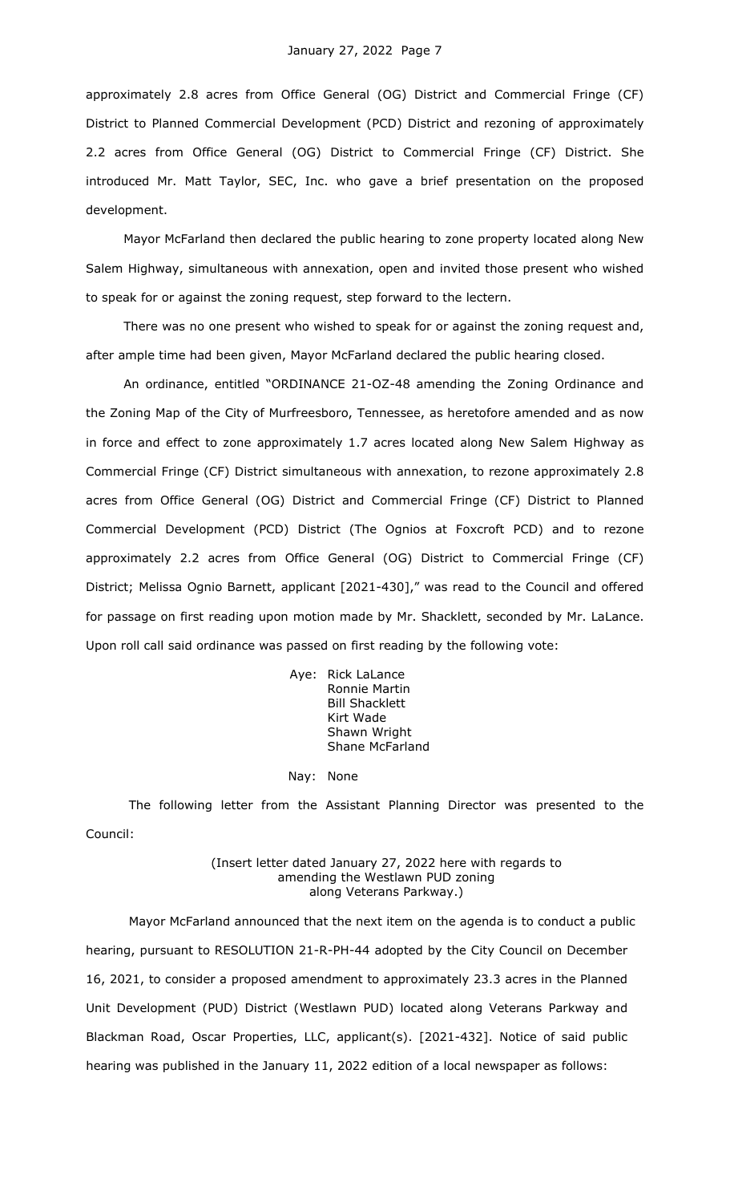approximately 2.8 acres from Office General (OG) District and Commercial Fringe (CF) District to Planned Commercial Development (PCD) District and rezoning of approximately 2.2 acres from Office General (OG) District to Commercial Fringe (CF) District. She introduced Mr. Matt Taylor, SEC, Inc. who gave a brief presentation on the proposed development.

Mayor McFarland then declared the public hearing to zone property located along New Salem Highway, simultaneous with annexation, open and invited those present who wished to speak for or against the zoning request, step forward to the lectern.

There was no one present who wished to speak for or against the zoning request and, after ample time had been given, Mayor McFarland declared the public hearing closed.

An ordinance, entitled "ORDINANCE 21-OZ-48 amending the Zoning Ordinance and the Zoning Map of the City of Murfreesboro, Tennessee, as heretofore amended and as now in force and effect to zone approximately 1.7 acres located along New Salem Highway as Commercial Fringe (CF) District simultaneous with annexation, to rezone approximately 2.8 acres from Office General (OG) District and Commercial Fringe (CF) District to Planned Commercial Development (PCD) District (The Ognios at Foxcroft PCD) and to rezone approximately 2.2 acres from Office General (OG) District to Commercial Fringe (CF) District; Melissa Ognio Barnett, applicant [2021-430]," was read to the Council and offered for passage on first reading upon motion made by Mr. Shacklett, seconded by Mr. LaLance. Upon roll call said ordinance was passed on first reading by the following vote:

Aye: Rick LaLance
Ronnie Martin
Bill Shacklett
Kirt Wade
Shawn Wright
Shane McFarland

Nay: None

The following letter from the Assistant Planning Director was presented to the Council:

(Insert letter dated January 27, 2022 here with regards to amending the Westlawn PUD zoning along Veterans Parkway.)

Mayor McFarland announced that the next item on the agenda is to conduct a public hearing, pursuant to RESOLUTION 21-R-PH-44 adopted by the City Council on December 16, 2021, to consider a proposed amendment to approximately 23.3 acres in the Planned Unit Development (PUD) District (Westlawn PUD) located along Veterans Parkway and Blackman Road, Oscar Properties, LLC, applicant(s). [2021-432]. Notice of said public hearing was published in the January 11, 2022 edition of a local newspaper as follows: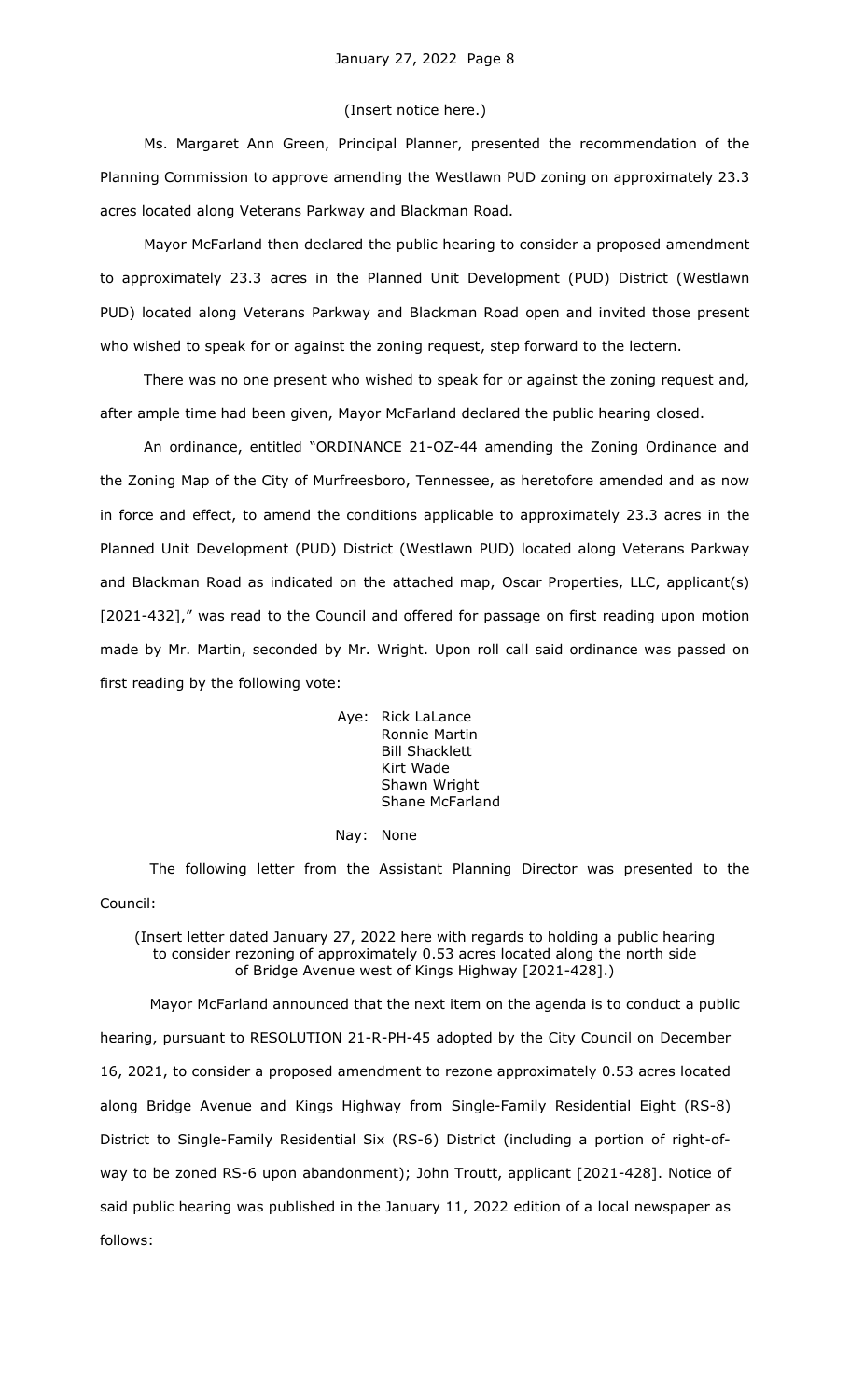(Insert notice here.)

Ms. Margaret Ann Green, Principal Planner, presented the recommendation of the Planning Commission to approve amending the Westlawn PUD zoning on approximately 23.3 acres located along Veterans Parkway and Blackman Road.

Mayor McFarland then declared the public hearing to consider a proposed amendment to approximately 23.3 acres in the Planned Unit Development (PUD) District (Westlawn PUD) located along Veterans Parkway and Blackman Road open and invited those present who wished to speak for or against the zoning request, step forward to the lectern.

There was no one present who wished to speak for or against the zoning request and, after ample time had been given, Mayor McFarland declared the public hearing closed.

An ordinance, entitled "ORDINANCE 21-OZ-44 amending the Zoning Ordinance and the Zoning Map of the City of Murfreesboro, Tennessee, as heretofore amended and as now in force and effect, to amend the conditions applicable to approximately 23.3 acres in the Planned Unit Development (PUD) District (Westlawn PUD) located along Veterans Parkway and Blackman Road as indicated on the attached map, Oscar Properties, LLC, applicant(s) [2021-432]," was read to the Council and offered for passage on first reading upon motion made by Mr. Martin, seconded by Mr. Wright. Upon roll call said ordinance was passed on first reading by the following vote:

Aye: Rick LaLance
Ronnie Martin
Bill Shacklett
Kirt Wade
Shawn Wright
Shane McFarland

Nay: None

The following letter from the Assistant Planning Director was presented to the Council:

(Insert letter dated January 27, 2022 here with regards to holding a public hearing to consider rezoning of approximately 0.53 acres located along the north side of Bridge Avenue west of Kings Highway [2021-428].)

Mayor McFarland announced that the next item on the agenda is to conduct a public hearing, pursuant to RESOLUTION 21-R-PH-45 adopted by the City Council on December 16, 2021, to consider a proposed amendment to rezone approximately 0.53 acres located along Bridge Avenue and Kings Highway from Single-Family Residential Eight (RS-8) District to Single-Family Residential Six (RS-6) District (including a portion of right-of-way to be zoned RS-6 upon abandonment); John Troutt, applicant [2021-428]. Notice of said public hearing was published in the January 11, 2022 edition of a local newspaper as follows: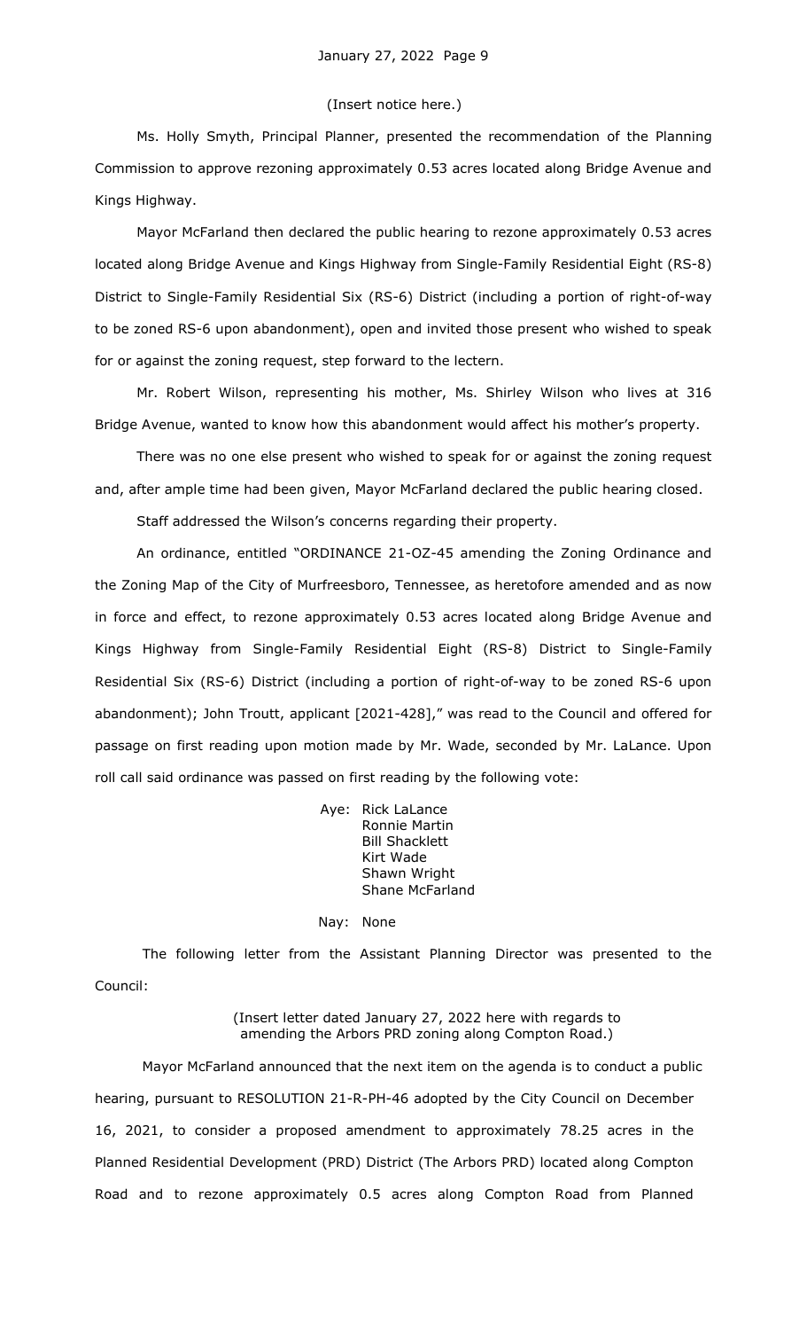(Insert notice here.)

Ms. Holly Smyth, Principal Planner, presented the recommendation of the Planning Commission to approve rezoning approximately 0.53 acres located along Bridge Avenue and Kings Highway.

Mayor McFarland then declared the public hearing to rezone approximately 0.53 acres located along Bridge Avenue and Kings Highway from Single-Family Residential Eight (RS-8) District to Single-Family Residential Six (RS-6) District (including a portion of right-of-way to be zoned RS-6 upon abandonment), open and invited those present who wished to speak for or against the zoning request, step forward to the lectern.

Mr. Robert Wilson, representing his mother, Ms. Shirley Wilson who lives at 316 Bridge Avenue, wanted to know how this abandonment would affect his mother's property.

There was no one else present who wished to speak for or against the zoning request and, after ample time had been given, Mayor McFarland declared the public hearing closed.

Staff addressed the Wilson's concerns regarding their property.

An ordinance, entitled "ORDINANCE 21-OZ-45 amending the Zoning Ordinance and the Zoning Map of the City of Murfreesboro, Tennessee, as heretofore amended and as now in force and effect, to rezone approximately 0.53 acres located along Bridge Avenue and Kings Highway from Single-Family Residential Eight (RS-8) District to Single-Family Residential Six (RS-6) District (including a portion of right-of-way to be zoned RS-6 upon abandonment); John Troutt, applicant [2021-428]," was read to the Council and offered for passage on first reading upon motion made by Mr. Wade, seconded by Mr. LaLance. Upon roll call said ordinance was passed on first reading by the following vote:

Aye: Rick LaLance
Ronnie Martin
Bill Shacklett
Kirt Wade
Shawn Wright
Shane McFarland

Nay: None

The following letter from the Assistant Planning Director was presented to the Council:

(Insert letter dated January 27, 2022 here with regards to amending the Arbors PRD zoning along Compton Road.)

Mayor McFarland announced that the next item on the agenda is to conduct a public hearing, pursuant to RESOLUTION 21-R-PH-46 adopted by the City Council on December 16, 2021, to consider a proposed amendment to approximately 78.25 acres in the Planned Residential Development (PRD) District (The Arbors PRD) located along Compton Road and to rezone approximately 0.5 acres along Compton Road from Planned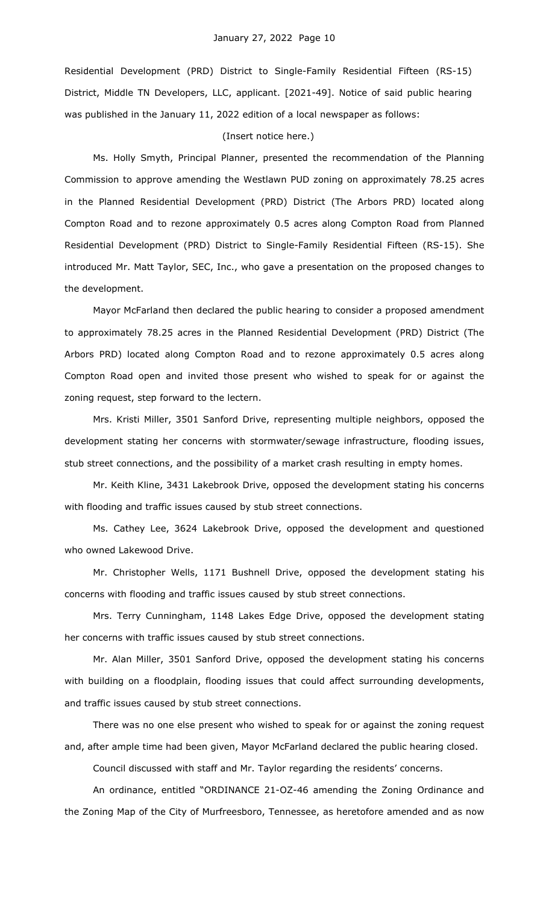Residential Development (PRD) District to Single-Family Residential Fifteen (RS-15) District, Middle TN Developers, LLC, applicant. [2021-49]. Notice of said public hearing was published in the January 11, 2022 edition of a local newspaper as follows:

(Insert notice here.)

Ms. Holly Smyth, Principal Planner, presented the recommendation of the Planning Commission to approve amending the Westlawn PUD zoning on approximately 78.25 acres in the Planned Residential Development (PRD) District (The Arbors PRD) located along Compton Road and to rezone approximately 0.5 acres along Compton Road from Planned Residential Development (PRD) District to Single-Family Residential Fifteen (RS-15). She introduced Mr. Matt Taylor, SEC, Inc., who gave a presentation on the proposed changes to the development.

Mayor McFarland then declared the public hearing to consider a proposed amendment to approximately 78.25 acres in the Planned Residential Development (PRD) District (The Arbors PRD) located along Compton Road and to rezone approximately 0.5 acres along Compton Road open and invited those present who wished to speak for or against the zoning request, step forward to the lectern.

Mrs. Kristi Miller, 3501 Sanford Drive, representing multiple neighbors, opposed the development stating her concerns with stormwater/sewage infrastructure, flooding issues, stub street connections, and the possibility of a market crash resulting in empty homes.

Mr. Keith Kline, 3431 Lakebrook Drive, opposed the development stating his concerns with flooding and traffic issues caused by stub street connections.

Ms. Cathey Lee, 3624 Lakebrook Drive, opposed the development and questioned who owned Lakewood Drive.

Mr. Christopher Wells, 1171 Bushnell Drive, opposed the development stating his concerns with flooding and traffic issues caused by stub street connections.

Mrs. Terry Cunningham, 1148 Lakes Edge Drive, opposed the development stating her concerns with traffic issues caused by stub street connections.

Mr. Alan Miller, 3501 Sanford Drive, opposed the development stating his concerns with building on a floodplain, flooding issues that could affect surrounding developments, and traffic issues caused by stub street connections.

There was no one else present who wished to speak for or against the zoning request and, after ample time had been given, Mayor McFarland declared the public hearing closed.

Council discussed with staff and Mr. Taylor regarding the residents' concerns.

An ordinance, entitled "ORDINANCE 21-OZ-46 amending the Zoning Ordinance and the Zoning Map of the City of Murfreesboro, Tennessee, as heretofore amended and as now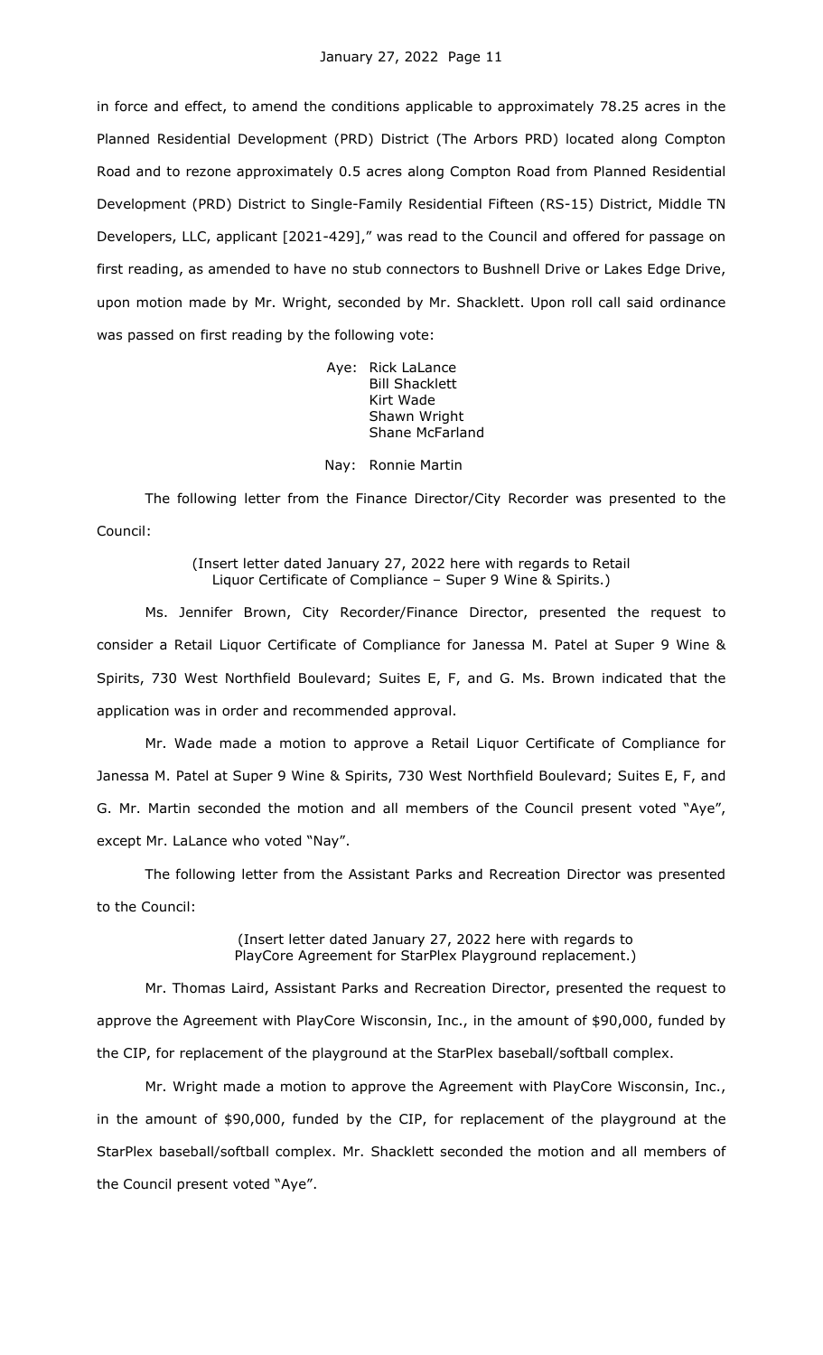in force and effect, to amend the conditions applicable to approximately 78.25 acres in the Planned Residential Development (PRD) District (The Arbors PRD) located along Compton Road and to rezone approximately 0.5 acres along Compton Road from Planned Residential Development (PRD) District to Single-Family Residential Fifteen (RS-15) District, Middle TN Developers, LLC, applicant [2021-429]," was read to the Council and offered for passage on first reading, as amended to have no stub connectors to Bushnell Drive or Lakes Edge Drive, upon motion made by Mr. Wright, seconded by Mr. Shacklett. Upon roll call said ordinance was passed on first reading by the following vote:

Aye: Rick LaLance
Bill Shacklett
Kirt Wade
Shawn Wright
Shane McFarland

Nay: Ronnie Martin

The following letter from the Finance Director/City Recorder was presented to the Council:

(Insert letter dated January 27, 2022 here with regards to Retail Liquor Certificate of Compliance – Super 9 Wine & Spirits.)

Ms. Jennifer Brown, City Recorder/Finance Director, presented the request to consider a Retail Liquor Certificate of Compliance for Janessa M. Patel at Super 9 Wine & Spirits, 730 West Northfield Boulevard; Suites E, F, and G. Ms. Brown indicated that the application was in order and recommended approval.

Mr. Wade made a motion to approve a Retail Liquor Certificate of Compliance for Janessa M. Patel at Super 9 Wine & Spirits, 730 West Northfield Boulevard; Suites E, F, and G. Mr. Martin seconded the motion and all members of the Council present voted "Aye", except Mr. LaLance who voted "Nay".

The following letter from the Assistant Parks and Recreation Director was presented to the Council:

(Insert letter dated January 27, 2022 here with regards to PlayCore Agreement for StarPlex Playground replacement.)

Mr. Thomas Laird, Assistant Parks and Recreation Director, presented the request to approve the Agreement with PlayCore Wisconsin, Inc., in the amount of $90,000, funded by the CIP, for replacement of the playground at the StarPlex baseball/softball complex.

Mr. Wright made a motion to approve the Agreement with PlayCore Wisconsin, Inc., in the amount of $90,000, funded by the CIP, for replacement of the playground at the StarPlex baseball/softball complex. Mr. Shacklett seconded the motion and all members of the Council present voted "Aye".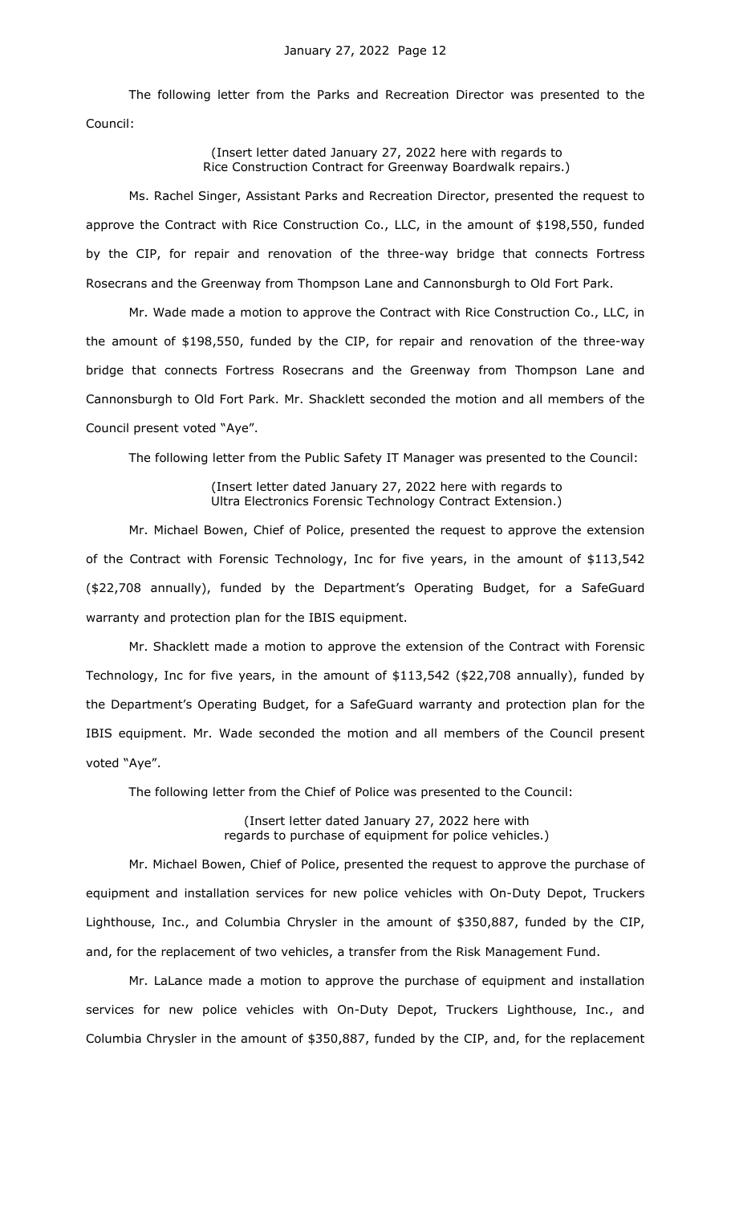The following letter from the Parks and Recreation Director was presented to the Council:

(Insert letter dated January 27, 2022 here with regards to Rice Construction Contract for Greenway Boardwalk repairs.)

Ms. Rachel Singer, Assistant Parks and Recreation Director, presented the request to approve the Contract with Rice Construction Co., LLC, in the amount of $198,550, funded by the CIP, for repair and renovation of the three-way bridge that connects Fortress Rosecrans and the Greenway from Thompson Lane and Cannonsburgh to Old Fort Park.

Mr. Wade made a motion to approve the Contract with Rice Construction Co., LLC, in the amount of $198,550, funded by the CIP, for repair and renovation of the three-way bridge that connects Fortress Rosecrans and the Greenway from Thompson Lane and Cannonsburgh to Old Fort Park. Mr. Shacklett seconded the motion and all members of the Council present voted "Aye".

The following letter from the Public Safety IT Manager was presented to the Council:

(Insert letter dated January 27, 2022 here with regards to Ultra Electronics Forensic Technology Contract Extension.)

Mr. Michael Bowen, Chief of Police, presented the request to approve the extension of the Contract with Forensic Technology, Inc for five years, in the amount of $113,542 ($22,708 annually), funded by the Department's Operating Budget, for a SafeGuard warranty and protection plan for the IBIS equipment.

Mr. Shacklett made a motion to approve the extension of the Contract with Forensic Technology, Inc for five years, in the amount of $113,542 ($22,708 annually), funded by the Department's Operating Budget, for a SafeGuard warranty and protection plan for the IBIS equipment. Mr. Wade seconded the motion and all members of the Council present voted "Aye".

The following letter from the Chief of Police was presented to the Council:

(Insert letter dated January 27, 2022 here with regards to purchase of equipment for police vehicles.)

Mr. Michael Bowen, Chief of Police, presented the request to approve the purchase of equipment and installation services for new police vehicles with On-Duty Depot, Truckers Lighthouse, Inc., and Columbia Chrysler in the amount of $350,887, funded by the CIP, and, for the replacement of two vehicles, a transfer from the Risk Management Fund.

Mr. LaLance made a motion to approve the purchase of equipment and installation services for new police vehicles with On-Duty Depot, Truckers Lighthouse, Inc., and Columbia Chrysler in the amount of $350,887, funded by the CIP, and, for the replacement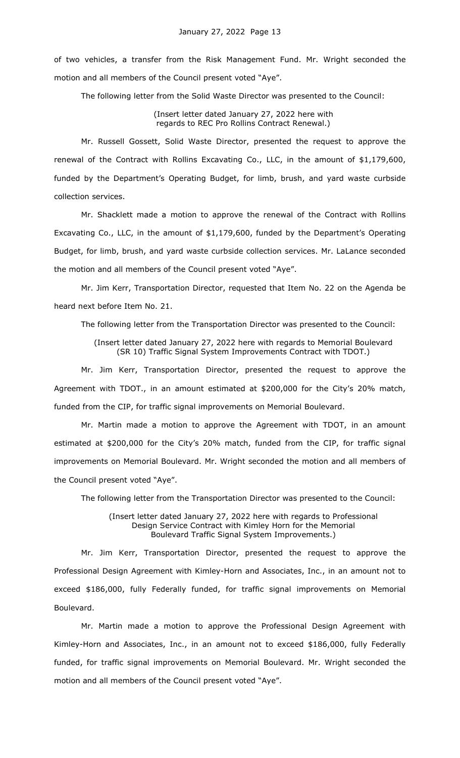of two vehicles, a transfer from the Risk Management Fund. Mr. Wright seconded the motion and all members of the Council present voted "Aye".

The following letter from the Solid Waste Director was presented to the Council:

(Insert letter dated January 27, 2022 here with regards to REC Pro Rollins Contract Renewal.)

Mr. Russell Gossett, Solid Waste Director, presented the request to approve the renewal of the Contract with Rollins Excavating Co., LLC, in the amount of $1,179,600, funded by the Department's Operating Budget, for limb, brush, and yard waste curbside collection services.

Mr. Shacklett made a motion to approve the renewal of the Contract with Rollins Excavating Co., LLC, in the amount of $1,179,600, funded by the Department's Operating Budget, for limb, brush, and yard waste curbside collection services. Mr. LaLance seconded the motion and all members of the Council present voted "Aye".

Mr. Jim Kerr, Transportation Director, requested that Item No. 22 on the Agenda be heard next before Item No. 21.

The following letter from the Transportation Director was presented to the Council:

(Insert letter dated January 27, 2022 here with regards to Memorial Boulevard (SR 10) Traffic Signal System Improvements Contract with TDOT.)

Mr. Jim Kerr, Transportation Director, presented the request to approve the Agreement with TDOT., in an amount estimated at $200,000 for the City's 20% match, funded from the CIP, for traffic signal improvements on Memorial Boulevard.

Mr. Martin made a motion to approve the Agreement with TDOT, in an amount estimated at $200,000 for the City's 20% match, funded from the CIP, for traffic signal improvements on Memorial Boulevard. Mr. Wright seconded the motion and all members of the Council present voted "Aye".

The following letter from the Transportation Director was presented to the Council:

(Insert letter dated January 27, 2022 here with regards to Professional Design Service Contract with Kimley Horn for the Memorial Boulevard Traffic Signal System Improvements.)

Mr. Jim Kerr, Transportation Director, presented the request to approve the Professional Design Agreement with Kimley-Horn and Associates, Inc., in an amount not to exceed $186,000, fully Federally funded, for traffic signal improvements on Memorial Boulevard.

Mr. Martin made a motion to approve the Professional Design Agreement with Kimley-Horn and Associates, Inc., in an amount not to exceed $186,000, fully Federally funded, for traffic signal improvements on Memorial Boulevard. Mr. Wright seconded the motion and all members of the Council present voted "Aye".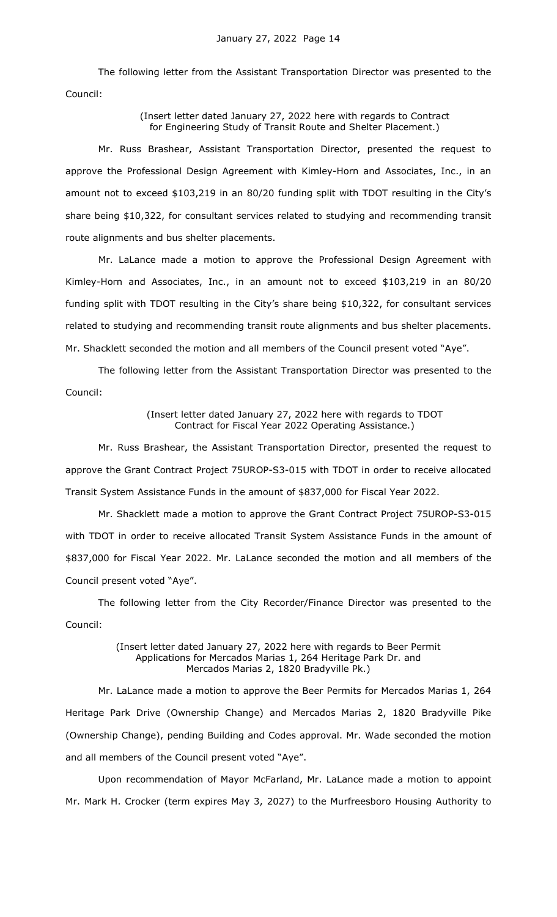The following letter from the Assistant Transportation Director was presented to the Council:

(Insert letter dated January 27, 2022 here with regards to Contract for Engineering Study of Transit Route and Shelter Placement.)

Mr. Russ Brashear, Assistant Transportation Director, presented the request to approve the Professional Design Agreement with Kimley-Horn and Associates, Inc., in an amount not to exceed $103,219 in an 80/20 funding split with TDOT resulting in the City's share being $10,322, for consultant services related to studying and recommending transit route alignments and bus shelter placements.

Mr. LaLance made a motion to approve the Professional Design Agreement with Kimley-Horn and Associates, Inc., in an amount not to exceed $103,219 in an 80/20 funding split with TDOT resulting in the City's share being $10,322, for consultant services related to studying and recommending transit route alignments and bus shelter placements. Mr. Shacklett seconded the motion and all members of the Council present voted "Aye".

The following letter from the Assistant Transportation Director was presented to the Council:

(Insert letter dated January 27, 2022 here with regards to TDOT Contract for Fiscal Year 2022 Operating Assistance.)

Mr. Russ Brashear, the Assistant Transportation Director, presented the request to approve the Grant Contract Project 75UROP-S3-015 with TDOT in order to receive allocated Transit System Assistance Funds in the amount of $837,000 for Fiscal Year 2022.

Mr. Shacklett made a motion to approve the Grant Contract Project 75UROP-S3-015 with TDOT in order to receive allocated Transit System Assistance Funds in the amount of $837,000 for Fiscal Year 2022. Mr. LaLance seconded the motion and all members of the Council present voted "Aye".

The following letter from the City Recorder/Finance Director was presented to the Council:

(Insert letter dated January 27, 2022 here with regards to Beer Permit Applications for Mercados Marias 1, 264 Heritage Park Dr. and Mercados Marias 2, 1820 Bradyville Pk.)

Mr. LaLance made a motion to approve the Beer Permits for Mercados Marias 1, 264 Heritage Park Drive (Ownership Change) and Mercados Marias 2, 1820 Bradyville Pike (Ownership Change), pending Building and Codes approval. Mr. Wade seconded the motion and all members of the Council present voted "Aye".

Upon recommendation of Mayor McFarland, Mr. LaLance made a motion to appoint Mr. Mark H. Crocker (term expires May 3, 2027) to the Murfreesboro Housing Authority to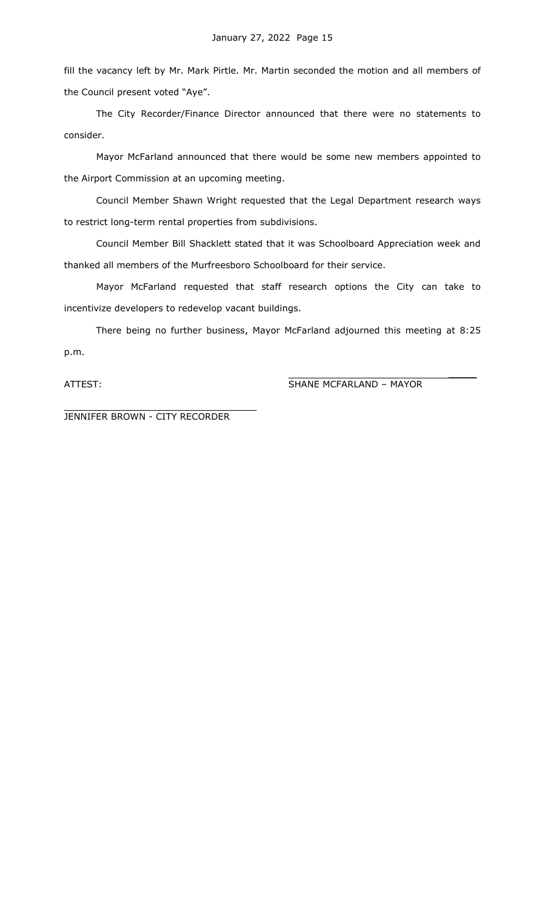fill the vacancy left by Mr. Mark Pirtle. Mr. Martin seconded the motion and all members of the Council present voted "Aye".

The City Recorder/Finance Director announced that there were no statements to consider.

Mayor McFarland announced that there would be some new members appointed to the Airport Commission at an upcoming meeting.

Council Member Shawn Wright requested that the Legal Department research ways to restrict long-term rental properties from subdivisions.

Council Member Bill Shacklett stated that it was Schoolboard Appreciation week and thanked all members of the Murfreesboro Schoolboard for their service.

Mayor McFarland requested that staff research options the City can take to incentivize developers to redevelop vacant buildings.

There being no further business, Mayor McFarland adjourned this meeting at 8:25 p.m.

ATTEST:

SHANE MCFARLAND – MAYOR

JENNIFER BROWN - CITY RECORDER